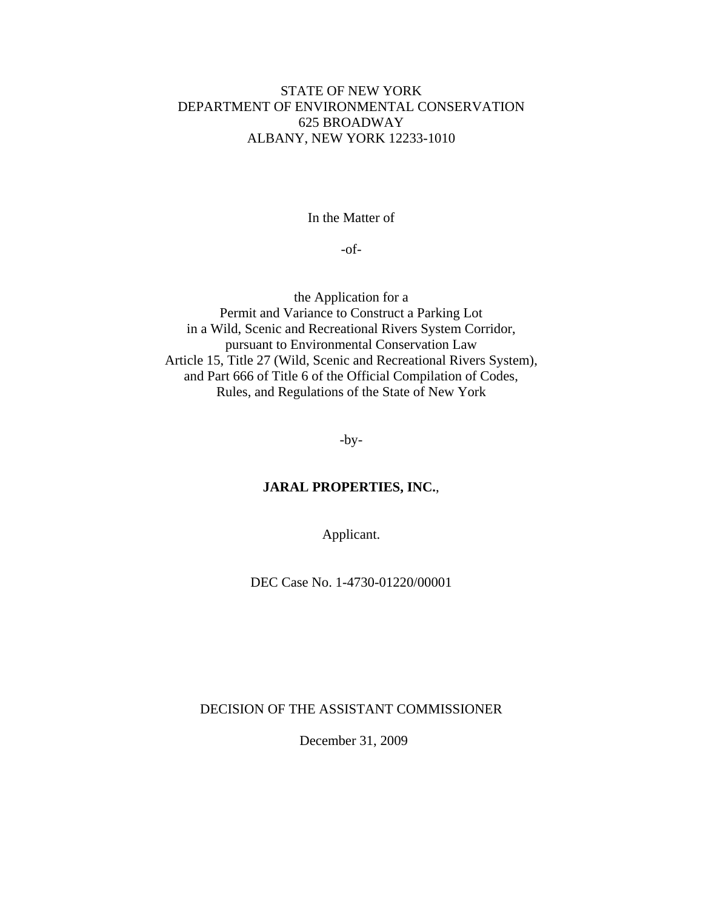STATE OF NEW YORK
DEPARTMENT OF ENVIRONMENTAL CONSERVATION
625 BROADWAY
ALBANY, NEW YORK 12233-1010

In the Matter of

-of-

the Application for a
Permit and Variance to Construct a Parking Lot
in a Wild, Scenic and Recreational Rivers System Corridor,
pursuant to Environmental Conservation Law
Article 15, Title 27 (Wild, Scenic and Recreational Rivers System),
and Part 666 of Title 6 of the Official Compilation of Codes,
Rules, and Regulations of the State of New York

-by-

**JARAL PROPERTIES, INC.**,

Applicant.

DEC Case No. 1-4730-01220/00001

DECISION OF THE ASSISTANT COMMISSIONER

December 31, 2009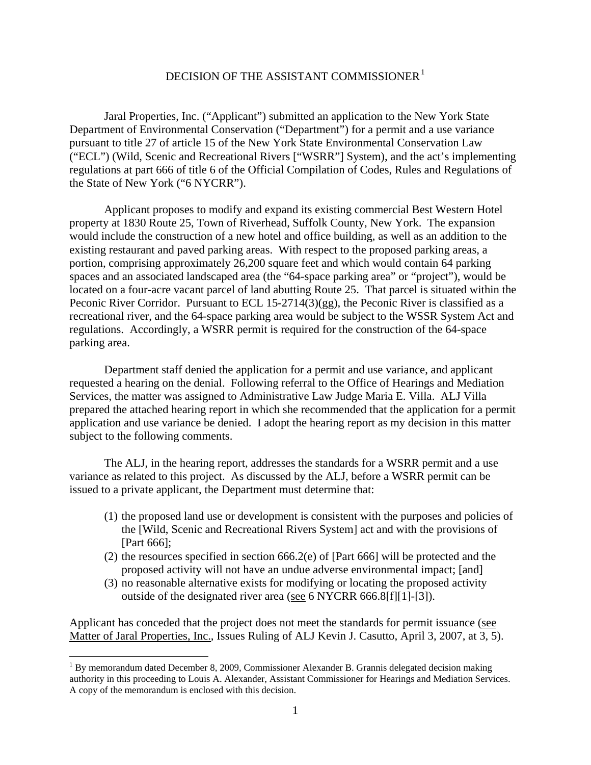# DECISION OF THE ASSISTANT COMMISSIONER[1]

Jaral Properties, Inc. ("Applicant") submitted an application to the New York State Department of Environmental Conservation ("Department") for a permit and a use variance pursuant to title 27 of article 15 of the New York State Environmental Conservation Law ("ECL") (Wild, Scenic and Recreational Rivers ["WSRR"] System), and the act's implementing regulations at part 666 of title 6 of the Official Compilation of Codes, Rules and Regulations of the State of New York ("6 NYCRR").

Applicant proposes to modify and expand its existing commercial Best Western Hotel property at 1830 Route 25, Town of Riverhead, Suffolk County, New York. The expansion would include the construction of a new hotel and office building, as well as an addition to the existing restaurant and paved parking areas. With respect to the proposed parking areas, a portion, comprising approximately 26,200 square feet and which would contain 64 parking spaces and an associated landscaped area (the "64-space parking area" or "project"), would be located on a four-acre vacant parcel of land abutting Route 25. That parcel is situated within the Peconic River Corridor. Pursuant to ECL 15-2714(3)(gg), the Peconic River is classified as a recreational river, and the 64-space parking area would be subject to the WSSR System Act and regulations. Accordingly, a WSRR permit is required for the construction of the 64-space parking area.

Department staff denied the application for a permit and use variance, and applicant requested a hearing on the denial. Following referral to the Office of Hearings and Mediation Services, the matter was assigned to Administrative Law Judge Maria E. Villa. ALJ Villa prepared the attached hearing report in which she recommended that the application for a permit application and use variance be denied. I adopt the hearing report as my decision in this matter subject to the following comments.

The ALJ, in the hearing report, addresses the standards for a WSRR permit and a use variance as related to this project. As discussed by the ALJ, before a WSRR permit can be issued to a private applicant, the Department must determine that:

(1) the proposed land use or development is consistent with the purposes and policies of the [Wild, Scenic and Recreational Rivers System] act and with the provisions of [Part 666];
(2) the resources specified in section 666.2(e) of [Part 666] will be protected and the proposed activity will not have an undue adverse environmental impact; [and]
(3) no reasonable alternative exists for modifying or locating the proposed activity outside of the designated river area (see 6 NYCRR 666.8[f][1]-[3]).

Applicant has conceded that the project does not meet the standards for permit issuance (see Matter of Jaral Properties, Inc., Issues Ruling of ALJ Kevin J. Casutto, April 3, 2007, at 3, 5).

[1] By memorandum dated December 8, 2009, Commissioner Alexander B. Grannis delegated decision making authority in this proceeding to Louis A. Alexander, Assistant Commissioner for Hearings and Mediation Services. A copy of the memorandum is enclosed with this decision.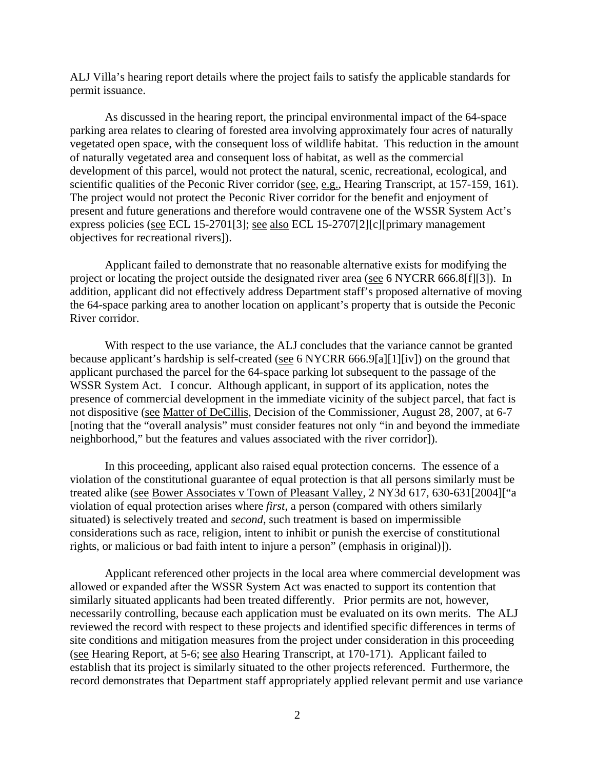ALJ Villa's hearing report details where the project fails to satisfy the applicable standards for permit issuance.

As discussed in the hearing report, the principal environmental impact of the 64-space parking area relates to clearing of forested area involving approximately four acres of naturally vegetated open space, with the consequent loss of wildlife habitat. This reduction in the amount of naturally vegetated area and consequent loss of habitat, as well as the commercial development of this parcel, would not protect the natural, scenic, recreational, ecological, and scientific qualities of the Peconic River corridor (see, e.g., Hearing Transcript, at 157-159, 161). The project would not protect the Peconic River corridor for the benefit and enjoyment of present and future generations and therefore would contravene one of the WSSR System Act's express policies (see ECL 15-2701[3]; see also ECL 15-2707[2][c][primary management objectives for recreational rivers]).

Applicant failed to demonstrate that no reasonable alternative exists for modifying the project or locating the project outside the designated river area (see 6 NYCRR 666.8[f][3]). In addition, applicant did not effectively address Department staff's proposed alternative of moving the 64-space parking area to another location on applicant's property that is outside the Peconic River corridor.

With respect to the use variance, the ALJ concludes that the variance cannot be granted because applicant's hardship is self-created (see 6 NYCRR 666.9[a][1][iv]) on the ground that applicant purchased the parcel for the 64-space parking lot subsequent to the passage of the WSSR System Act. I concur. Although applicant, in support of its application, notes the presence of commercial development in the immediate vicinity of the subject parcel, that fact is not dispositive (see Matter of DeCillis, Decision of the Commissioner, August 28, 2007, at 6-7 [noting that the "overall analysis" must consider features not only "in and beyond the immediate neighborhood," but the features and values associated with the river corridor]).

In this proceeding, applicant also raised equal protection concerns. The essence of a violation of the constitutional guarantee of equal protection is that all persons similarly must be treated alike (see Bower Associates v Town of Pleasant Valley, 2 NY3d 617, 630-631[2004]["a violation of equal protection arises where *first*, a person (compared with others similarly situated) is selectively treated and *second*, such treatment is based on impermissible considerations such as race, religion, intent to inhibit or punish the exercise of constitutional rights, or malicious or bad faith intent to injure a person" (emphasis in original)]).

Applicant referenced other projects in the local area where commercial development was allowed or expanded after the WSSR System Act was enacted to support its contention that similarly situated applicants had been treated differently. Prior permits are not, however, necessarily controlling, because each application must be evaluated on its own merits. The ALJ reviewed the record with respect to these projects and identified specific differences in terms of site conditions and mitigation measures from the project under consideration in this proceeding (see Hearing Report, at 5-6; see also Hearing Transcript, at 170-171). Applicant failed to establish that its project is similarly situated to the other projects referenced. Furthermore, the record demonstrates that Department staff appropriately applied relevant permit and use variance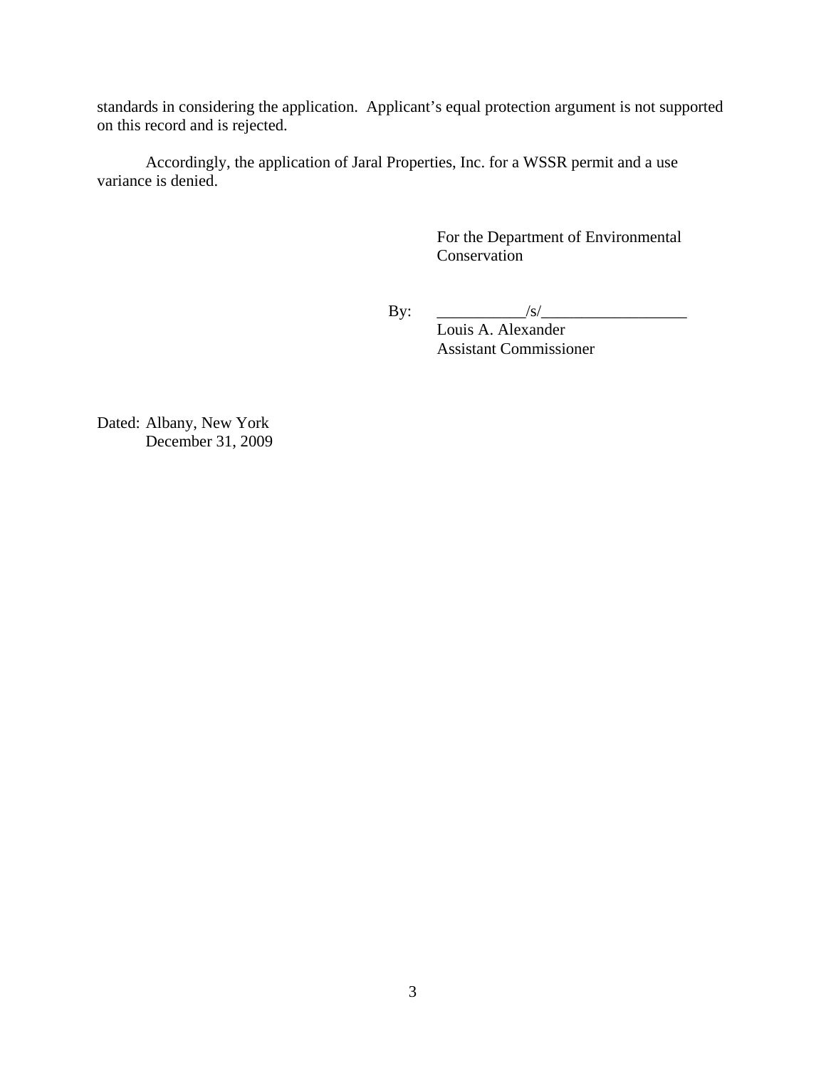standards in considering the application. Applicant's equal protection argument is not supported on this record and is rejected.

Accordingly, the application of Jaral Properties, Inc. for a WSSR permit and a use variance is denied.

For the Department of Environmental Conservation

By: ___________/s/__________________
Louis A. Alexander
Assistant Commissioner

Dated: Albany, New York
December 31, 2009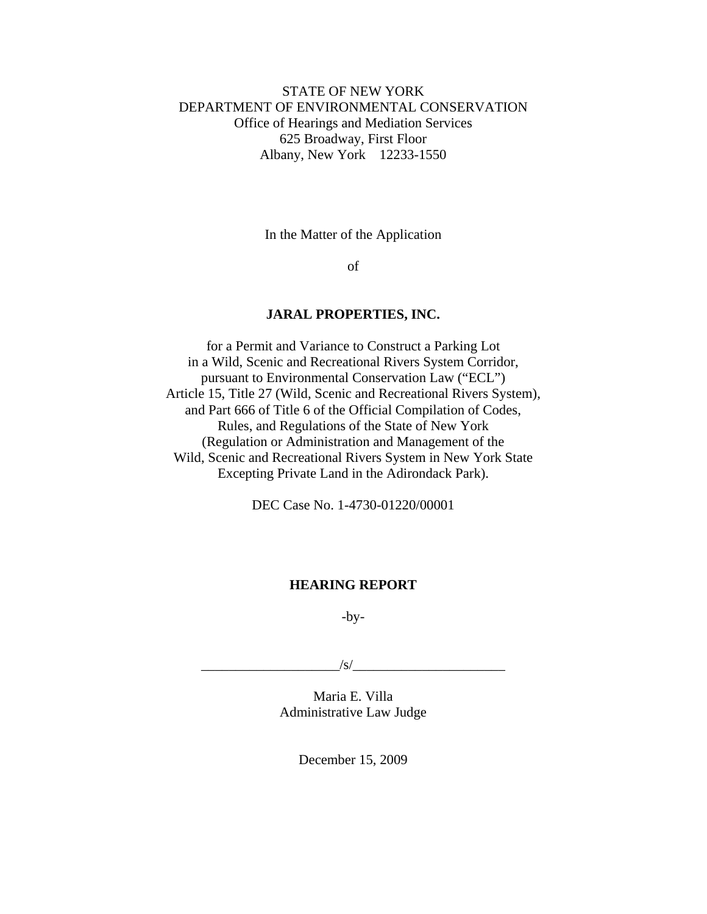STATE OF NEW YORK
DEPARTMENT OF ENVIRONMENTAL CONSERVATION
Office of Hearings and Mediation Services
625 Broadway, First Floor
Albany, New York 12233-1550

In the Matter of the Application

of

**JARAL PROPERTIES, INC.**

for a Permit and Variance to Construct a Parking Lot
in a Wild, Scenic and Recreational Rivers System Corridor,
pursuant to Environmental Conservation Law ("ECL")
Article 15, Title 27 (Wild, Scenic and Recreational Rivers System),
and Part 666 of Title 6 of the Official Compilation of Codes,
Rules, and Regulations of the State of New York
(Regulation or Administration and Management of the
Wild, Scenic and Recreational Rivers System in New York State
Excepting Private Land in the Adirondack Park).

DEC Case No. 1-4730-01220/00001

**HEARING REPORT**

-by-

____________________/s/______________________

Maria E. Villa
Administrative Law Judge

December 15, 2009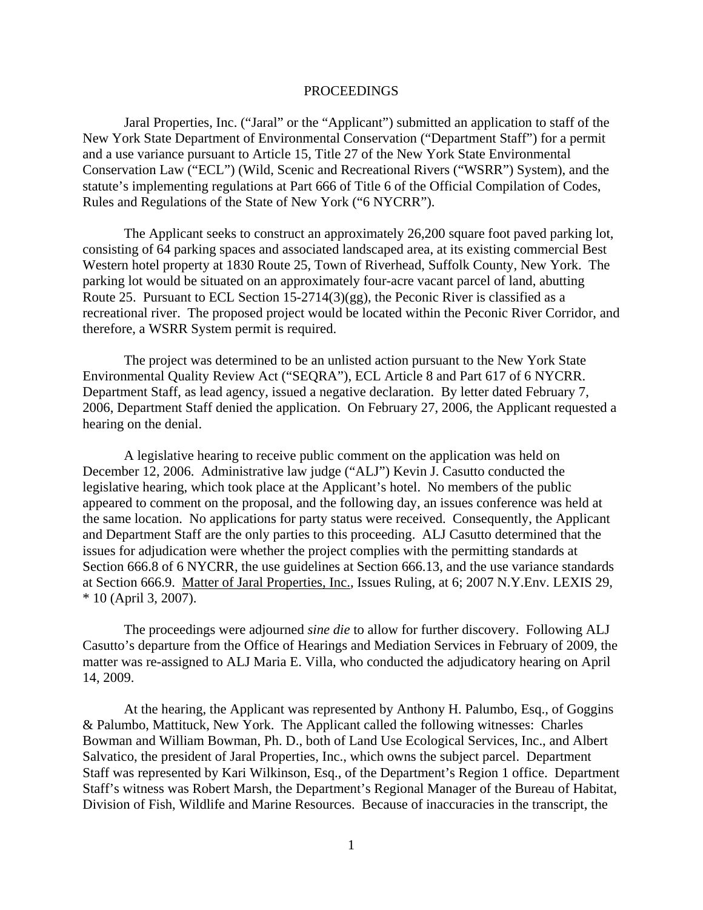## PROCEEDINGS

Jaral Properties, Inc. ("Jaral" or the "Applicant") submitted an application to staff of the New York State Department of Environmental Conservation ("Department Staff") for a permit and a use variance pursuant to Article 15, Title 27 of the New York State Environmental Conservation Law ("ECL") (Wild, Scenic and Recreational Rivers ("WSRR") System), and the statute's implementing regulations at Part 666 of Title 6 of the Official Compilation of Codes, Rules and Regulations of the State of New York ("6 NYCRR").

The Applicant seeks to construct an approximately 26,200 square foot paved parking lot, consisting of 64 parking spaces and associated landscaped area, at its existing commercial Best Western hotel property at 1830 Route 25, Town of Riverhead, Suffolk County, New York. The parking lot would be situated on an approximately four-acre vacant parcel of land, abutting Route 25. Pursuant to ECL Section 15-2714(3)(gg), the Peconic River is classified as a recreational river. The proposed project would be located within the Peconic River Corridor, and therefore, a WSRR System permit is required.

The project was determined to be an unlisted action pursuant to the New York State Environmental Quality Review Act ("SEQRA"), ECL Article 8 and Part 617 of 6 NYCRR. Department Staff, as lead agency, issued a negative declaration. By letter dated February 7, 2006, Department Staff denied the application. On February 27, 2006, the Applicant requested a hearing on the denial.

A legislative hearing to receive public comment on the application was held on December 12, 2006. Administrative law judge ("ALJ") Kevin J. Casutto conducted the legislative hearing, which took place at the Applicant's hotel. No members of the public appeared to comment on the proposal, and the following day, an issues conference was held at the same location. No applications for party status were received. Consequently, the Applicant and Department Staff are the only parties to this proceeding. ALJ Casutto determined that the issues for adjudication were whether the project complies with the permitting standards at Section 666.8 of 6 NYCRR, the use guidelines at Section 666.13, and the use variance standards at Section 666.9. Matter of Jaral Properties, Inc., Issues Ruling, at 6; 2007 N.Y.Env. LEXIS 29, * 10 (April 3, 2007).

The proceedings were adjourned *sine die* to allow for further discovery. Following ALJ Casutto's departure from the Office of Hearings and Mediation Services in February of 2009, the matter was re-assigned to ALJ Maria E. Villa, who conducted the adjudicatory hearing on April 14, 2009.

At the hearing, the Applicant was represented by Anthony H. Palumbo, Esq., of Goggins & Palumbo, Mattituck, New York. The Applicant called the following witnesses: Charles Bowman and William Bowman, Ph. D., both of Land Use Ecological Services, Inc., and Albert Salvatico, the president of Jaral Properties, Inc., which owns the subject parcel. Department Staff was represented by Kari Wilkinson, Esq., of the Department's Region 1 office. Department Staff's witness was Robert Marsh, the Department's Regional Manager of the Bureau of Habitat, Division of Fish, Wildlife and Marine Resources. Because of inaccuracies in the transcript, the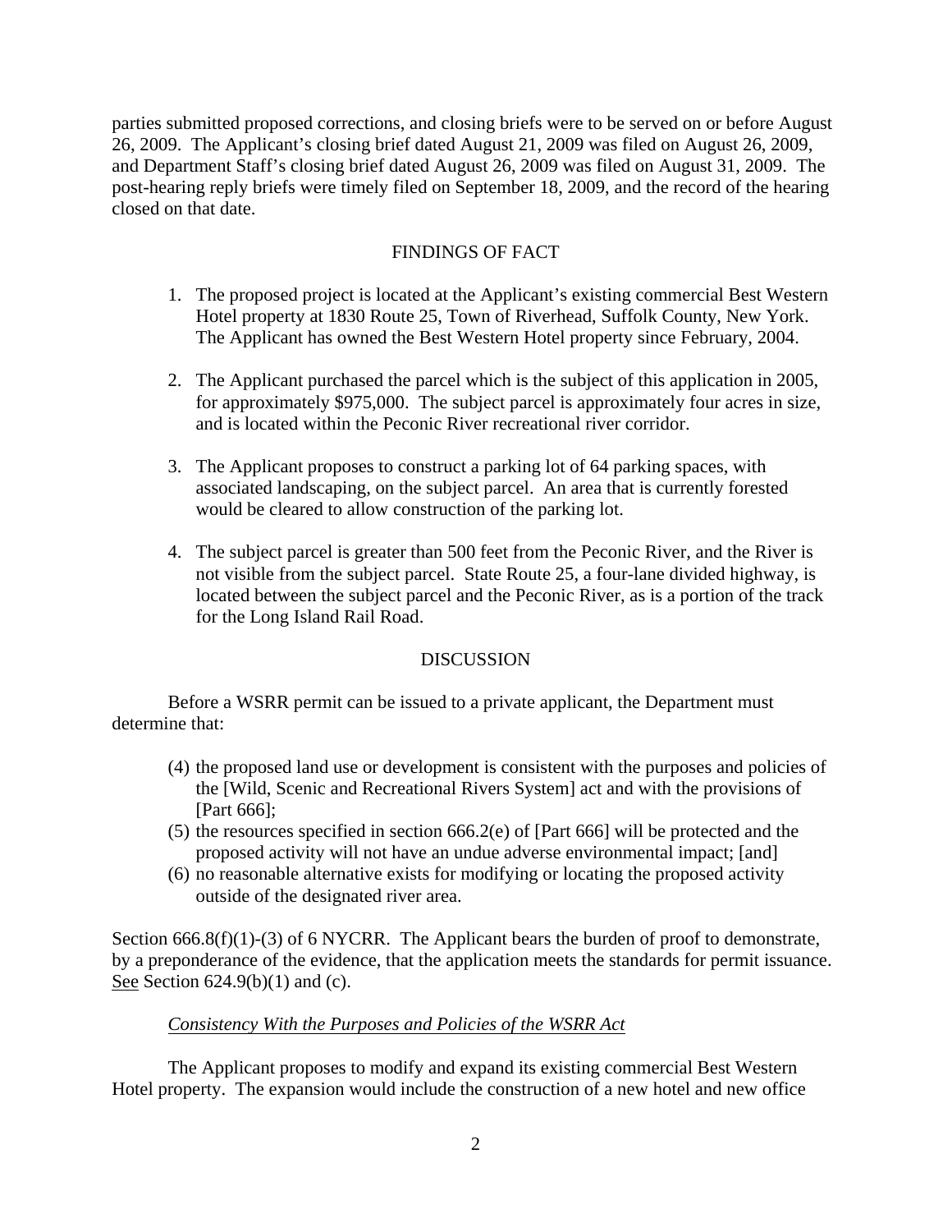parties submitted proposed corrections, and closing briefs were to be served on or before August 26, 2009. The Applicant's closing brief dated August 21, 2009 was filed on August 26, 2009, and Department Staff's closing brief dated August 26, 2009 was filed on August 31, 2009. The post-hearing reply briefs were timely filed on September 18, 2009, and the record of the hearing closed on that date.

## FINDINGS OF FACT

1. The proposed project is located at the Applicant's existing commercial Best Western Hotel property at 1830 Route 25, Town of Riverhead, Suffolk County, New York. The Applicant has owned the Best Western Hotel property since February, 2004.

2. The Applicant purchased the parcel which is the subject of this application in 2005, for approximately $975,000. The subject parcel is approximately four acres in size, and is located within the Peconic River recreational river corridor.

3. The Applicant proposes to construct a parking lot of 64 parking spaces, with associated landscaping, on the subject parcel. An area that is currently forested would be cleared to allow construction of the parking lot.

4. The subject parcel is greater than 500 feet from the Peconic River, and the River is not visible from the subject parcel. State Route 25, a four-lane divided highway, is located between the subject parcel and the Peconic River, as is a portion of the track for the Long Island Rail Road.

## DISCUSSION

Before a WSRR permit can be issued to a private applicant, the Department must determine that:

(4) the proposed land use or development is consistent with the purposes and policies of the [Wild, Scenic and Recreational Rivers System] act and with the provisions of [Part 666];
(5) the resources specified in section 666.2(e) of [Part 666] will be protected and the proposed activity will not have an undue adverse environmental impact; [and]
(6) no reasonable alternative exists for modifying or locating the proposed activity outside of the designated river area.

Section 666.8(f)(1)-(3) of 6 NYCRR. The Applicant bears the burden of proof to demonstrate, by a preponderance of the evidence, that the application meets the standards for permit issuance. See Section 624.9(b)(1) and (c).

### *Consistency With the Purposes and Policies of the WSRR Act*

The Applicant proposes to modify and expand its existing commercial Best Western Hotel property. The expansion would include the construction of a new hotel and new office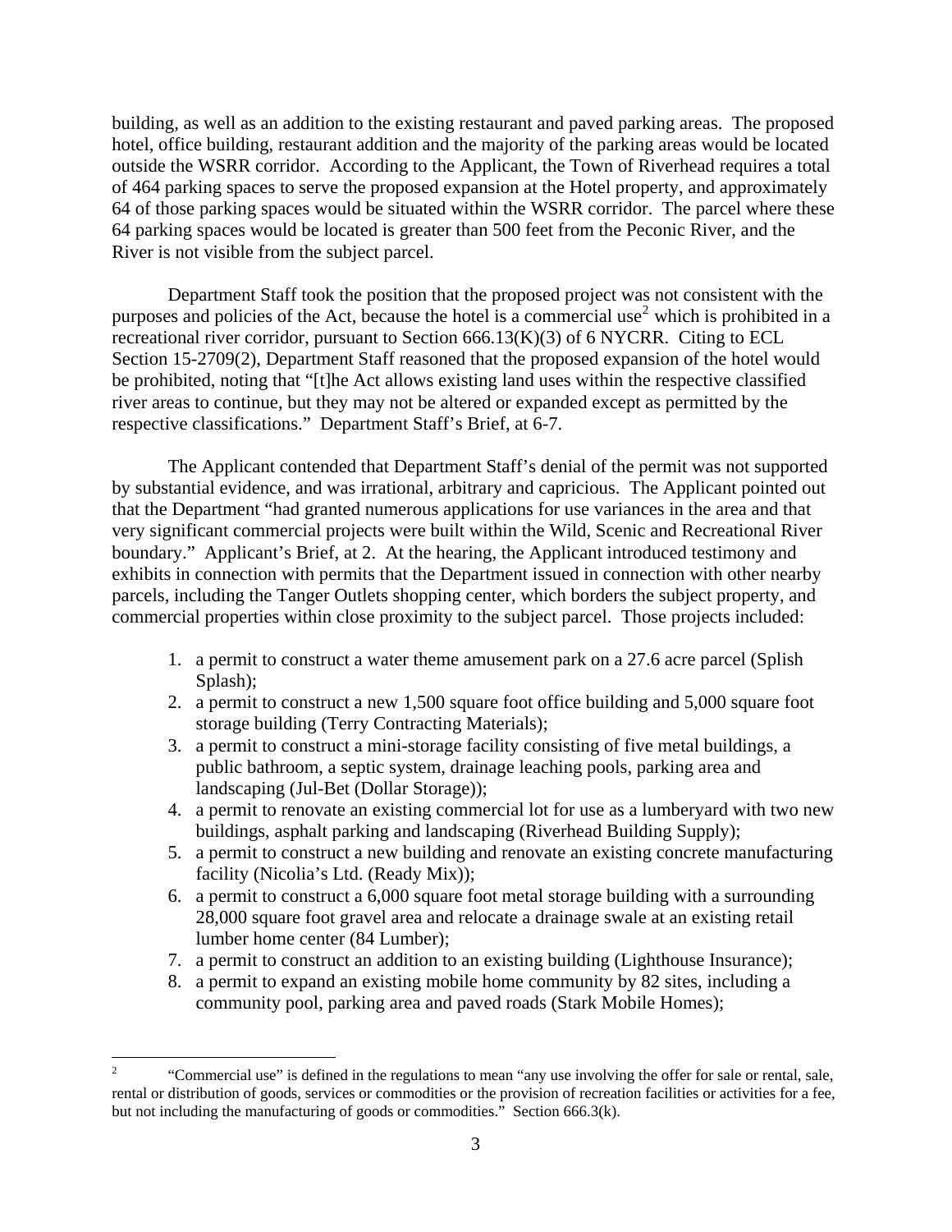building, as well as an addition to the existing restaurant and paved parking areas. The proposed hotel, office building, restaurant addition and the majority of the parking areas would be located outside the WSRR corridor. According to the Applicant, the Town of Riverhead requires a total of 464 parking spaces to serve the proposed expansion at the Hotel property, and approximately 64 of those parking spaces would be situated within the WSRR corridor. The parcel where these 64 parking spaces would be located is greater than 500 feet from the Peconic River, and the River is not visible from the subject parcel.

Department Staff took the position that the proposed project was not consistent with the purposes and policies of the Act, because the hotel is a commercial use[2] which is prohibited in a recreational river corridor, pursuant to Section 666.13(K)(3) of 6 NYCRR. Citing to ECL Section 15-2709(2), Department Staff reasoned that the proposed expansion of the hotel would be prohibited, noting that "[t]he Act allows existing land uses within the respective classified river areas to continue, but they may not be altered or expanded except as permitted by the respective classifications." Department Staff's Brief, at 6-7.

The Applicant contended that Department Staff's denial of the permit was not supported by substantial evidence, and was irrational, arbitrary and capricious. The Applicant pointed out that the Department "had granted numerous applications for use variances in the area and that very significant commercial projects were built within the Wild, Scenic and Recreational River boundary." Applicant's Brief, at 2. At the hearing, the Applicant introduced testimony and exhibits in connection with permits that the Department issued in connection with other nearby parcels, including the Tanger Outlets shopping center, which borders the subject property, and commercial properties within close proximity to the subject parcel. Those projects included:

1. a permit to construct a water theme amusement park on a 27.6 acre parcel (Splish Splash);
2. a permit to construct a new 1,500 square foot office building and 5,000 square foot storage building (Terry Contracting Materials);
3. a permit to construct a mini-storage facility consisting of five metal buildings, a public bathroom, a septic system, drainage leaching pools, parking area and landscaping (Jul-Bet (Dollar Storage));
4. a permit to renovate an existing commercial lot for use as a lumberyard with two new buildings, asphalt parking and landscaping (Riverhead Building Supply);
5. a permit to construct a new building and renovate an existing concrete manufacturing facility (Nicolia's Ltd. (Ready Mix));
6. a permit to construct a 6,000 square foot metal storage building with a surrounding 28,000 square foot gravel area and relocate a drainage swale at an existing retail lumber home center (84 Lumber);
7. a permit to construct an addition to an existing building (Lighthouse Insurance);
8. a permit to expand an existing mobile home community by 82 sites, including a community pool, parking area and paved roads (Stark Mobile Homes);

[2] "Commercial use" is defined in the regulations to mean "any use involving the offer for sale or rental, sale, rental or distribution of goods, services or commodities or the provision of recreation facilities or activities for a fee, but not including the manufacturing of goods or commodities." Section 666.3(k).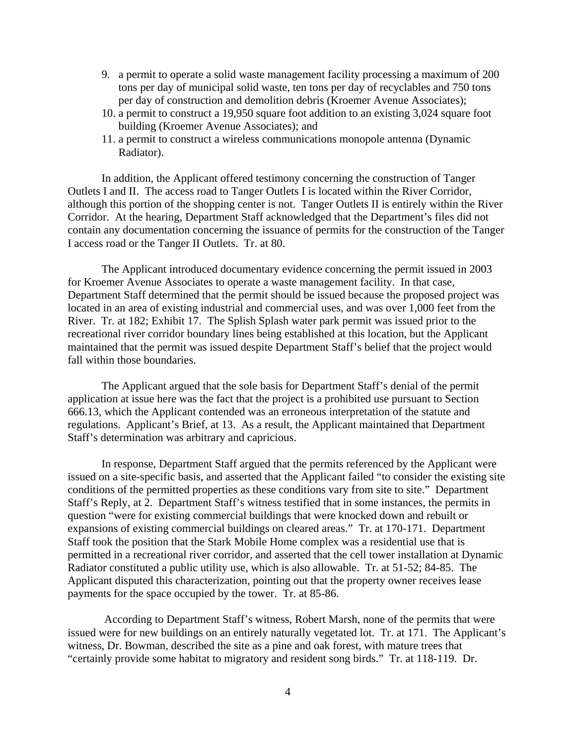9. a permit to operate a solid waste management facility processing a maximum of 200 tons per day of municipal solid waste, ten tons per day of recyclables and 750 tons per day of construction and demolition debris (Kroemer Avenue Associates);
10. a permit to construct a 19,950 square foot addition to an existing 3,024 square foot building (Kroemer Avenue Associates); and
11. a permit to construct a wireless communications monopole antenna (Dynamic Radiator).

In addition, the Applicant offered testimony concerning the construction of Tanger Outlets I and II. The access road to Tanger Outlets I is located within the River Corridor, although this portion of the shopping center is not. Tanger Outlets II is entirely within the River Corridor. At the hearing, Department Staff acknowledged that the Department's files did not contain any documentation concerning the issuance of permits for the construction of the Tanger I access road or the Tanger II Outlets. Tr. at 80.

The Applicant introduced documentary evidence concerning the permit issued in 2003 for Kroemer Avenue Associates to operate a waste management facility. In that case, Department Staff determined that the permit should be issued because the proposed project was located in an area of existing industrial and commercial uses, and was over 1,000 feet from the River. Tr. at 182; Exhibit 17. The Splish Splash water park permit was issued prior to the recreational river corridor boundary lines being established at this location, but the Applicant maintained that the permit was issued despite Department Staff's belief that the project would fall within those boundaries.

The Applicant argued that the sole basis for Department Staff's denial of the permit application at issue here was the fact that the project is a prohibited use pursuant to Section 666.13, which the Applicant contended was an erroneous interpretation of the statute and regulations. Applicant's Brief, at 13. As a result, the Applicant maintained that Department Staff's determination was arbitrary and capricious.

In response, Department Staff argued that the permits referenced by the Applicant were issued on a site-specific basis, and asserted that the Applicant failed "to consider the existing site conditions of the permitted properties as these conditions vary from site to site." Department Staff's Reply, at 2. Department Staff's witness testified that in some instances, the permits in question "were for existing commercial buildings that were knocked down and rebuilt or expansions of existing commercial buildings on cleared areas." Tr. at 170-171. Department Staff took the position that the Stark Mobile Home complex was a residential use that is permitted in a recreational river corridor, and asserted that the cell tower installation at Dynamic Radiator constituted a public utility use, which is also allowable. Tr. at 51-52; 84-85. The Applicant disputed this characterization, pointing out that the property owner receives lease payments for the space occupied by the tower. Tr. at 85-86.

According to Department Staff's witness, Robert Marsh, none of the permits that were issued were for new buildings on an entirely naturally vegetated lot. Tr. at 171. The Applicant's witness, Dr. Bowman, described the site as a pine and oak forest, with mature trees that "certainly provide some habitat to migratory and resident song birds." Tr. at 118-119. Dr.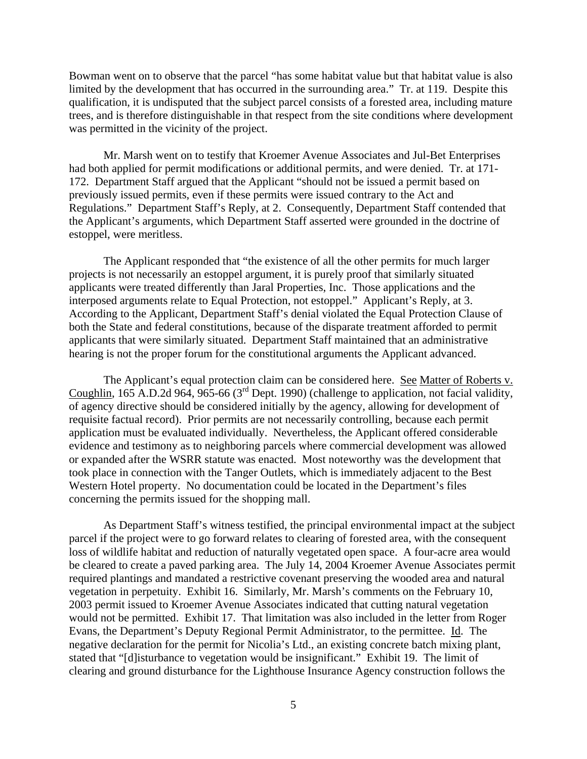Bowman went on to observe that the parcel "has some habitat value but that habitat value is also limited by the development that has occurred in the surrounding area." Tr. at 119. Despite this qualification, it is undisputed that the subject parcel consists of a forested area, including mature trees, and is therefore distinguishable in that respect from the site conditions where development was permitted in the vicinity of the project.

Mr. Marsh went on to testify that Kroemer Avenue Associates and Jul-Bet Enterprises had both applied for permit modifications or additional permits, and were denied. Tr. at 171-172. Department Staff argued that the Applicant "should not be issued a permit based on previously issued permits, even if these permits were issued contrary to the Act and Regulations." Department Staff's Reply, at 2. Consequently, Department Staff contended that the Applicant's arguments, which Department Staff asserted were grounded in the doctrine of estoppel, were meritless.

The Applicant responded that "the existence of all the other permits for much larger projects is not necessarily an estoppel argument, it is purely proof that similarly situated applicants were treated differently than Jaral Properties, Inc. Those applications and the interposed arguments relate to Equal Protection, not estoppel." Applicant's Reply, at 3. According to the Applicant, Department Staff's denial violated the Equal Protection Clause of both the State and federal constitutions, because of the disparate treatment afforded to permit applicants that were similarly situated. Department Staff maintained that an administrative hearing is not the proper forum for the constitutional arguments the Applicant advanced.

The Applicant's equal protection claim can be considered here. See Matter of Roberts v. Coughlin, 165 A.D.2d 964, 965-66 (3rd Dept. 1990) (challenge to application, not facial validity, of agency directive should be considered initially by the agency, allowing for development of requisite factual record). Prior permits are not necessarily controlling, because each permit application must be evaluated individually. Nevertheless, the Applicant offered considerable evidence and testimony as to neighboring parcels where commercial development was allowed or expanded after the WSRR statute was enacted. Most noteworthy was the development that took place in connection with the Tanger Outlets, which is immediately adjacent to the Best Western Hotel property. No documentation could be located in the Department's files concerning the permits issued for the shopping mall.

As Department Staff's witness testified, the principal environmental impact at the subject parcel if the project were to go forward relates to clearing of forested area, with the consequent loss of wildlife habitat and reduction of naturally vegetated open space. A four-acre area would be cleared to create a paved parking area. The July 14, 2004 Kroemer Avenue Associates permit required plantings and mandated a restrictive covenant preserving the wooded area and natural vegetation in perpetuity. Exhibit 16. Similarly, Mr. Marsh's comments on the February 10, 2003 permit issued to Kroemer Avenue Associates indicated that cutting natural vegetation would not be permitted. Exhibit 17. That limitation was also included in the letter from Roger Evans, the Department's Deputy Regional Permit Administrator, to the permittee. Id. The negative declaration for the permit for Nicolia's Ltd., an existing concrete batch mixing plant, stated that "[d]isturbance to vegetation would be insignificant." Exhibit 19. The limit of clearing and ground disturbance for the Lighthouse Insurance Agency construction follows the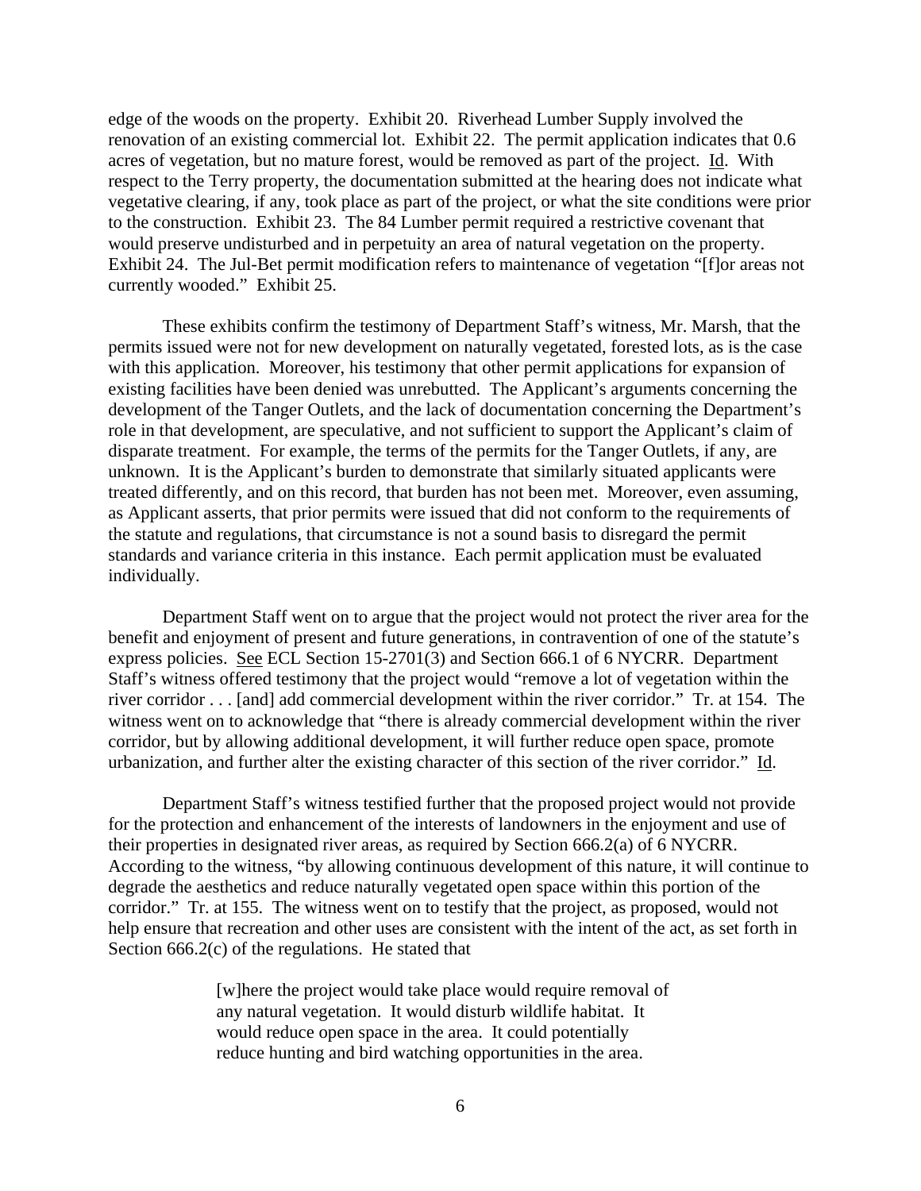edge of the woods on the property. Exhibit 20. Riverhead Lumber Supply involved the renovation of an existing commercial lot. Exhibit 22. The permit application indicates that 0.6 acres of vegetation, but no mature forest, would be removed as part of the project. Id. With respect to the Terry property, the documentation submitted at the hearing does not indicate what vegetative clearing, if any, took place as part of the project, or what the site conditions were prior to the construction. Exhibit 23. The 84 Lumber permit required a restrictive covenant that would preserve undisturbed and in perpetuity an area of natural vegetation on the property. Exhibit 24. The Jul-Bet permit modification refers to maintenance of vegetation "[f]or areas not currently wooded." Exhibit 25.

These exhibits confirm the testimony of Department Staff's witness, Mr. Marsh, that the permits issued were not for new development on naturally vegetated, forested lots, as is the case with this application. Moreover, his testimony that other permit applications for expansion of existing facilities have been denied was unrebutted. The Applicant's arguments concerning the development of the Tanger Outlets, and the lack of documentation concerning the Department's role in that development, are speculative, and not sufficient to support the Applicant's claim of disparate treatment. For example, the terms of the permits for the Tanger Outlets, if any, are unknown. It is the Applicant's burden to demonstrate that similarly situated applicants were treated differently, and on this record, that burden has not been met. Moreover, even assuming, as Applicant asserts, that prior permits were issued that did not conform to the requirements of the statute and regulations, that circumstance is not a sound basis to disregard the permit standards and variance criteria in this instance. Each permit application must be evaluated individually.

Department Staff went on to argue that the project would not protect the river area for the benefit and enjoyment of present and future generations, in contravention of one of the statute's express policies. See ECL Section 15-2701(3) and Section 666.1 of 6 NYCRR. Department Staff's witness offered testimony that the project would "remove a lot of vegetation within the river corridor . . . [and] add commercial development within the river corridor." Tr. at 154. The witness went on to acknowledge that "there is already commercial development within the river corridor, but by allowing additional development, it will further reduce open space, promote urbanization, and further alter the existing character of this section of the river corridor." Id.

Department Staff's witness testified further that the proposed project would not provide for the protection and enhancement of the interests of landowners in the enjoyment and use of their properties in designated river areas, as required by Section 666.2(a) of 6 NYCRR. According to the witness, "by allowing continuous development of this nature, it will continue to degrade the aesthetics and reduce naturally vegetated open space within this portion of the corridor." Tr. at 155. The witness went on to testify that the project, as proposed, would not help ensure that recreation and other uses are consistent with the intent of the act, as set forth in Section 666.2(c) of the regulations. He stated that

> [w]here the project would take place would require removal of any natural vegetation. It would disturb wildlife habitat. It would reduce open space in the area. It could potentially reduce hunting and bird watching opportunities in the area.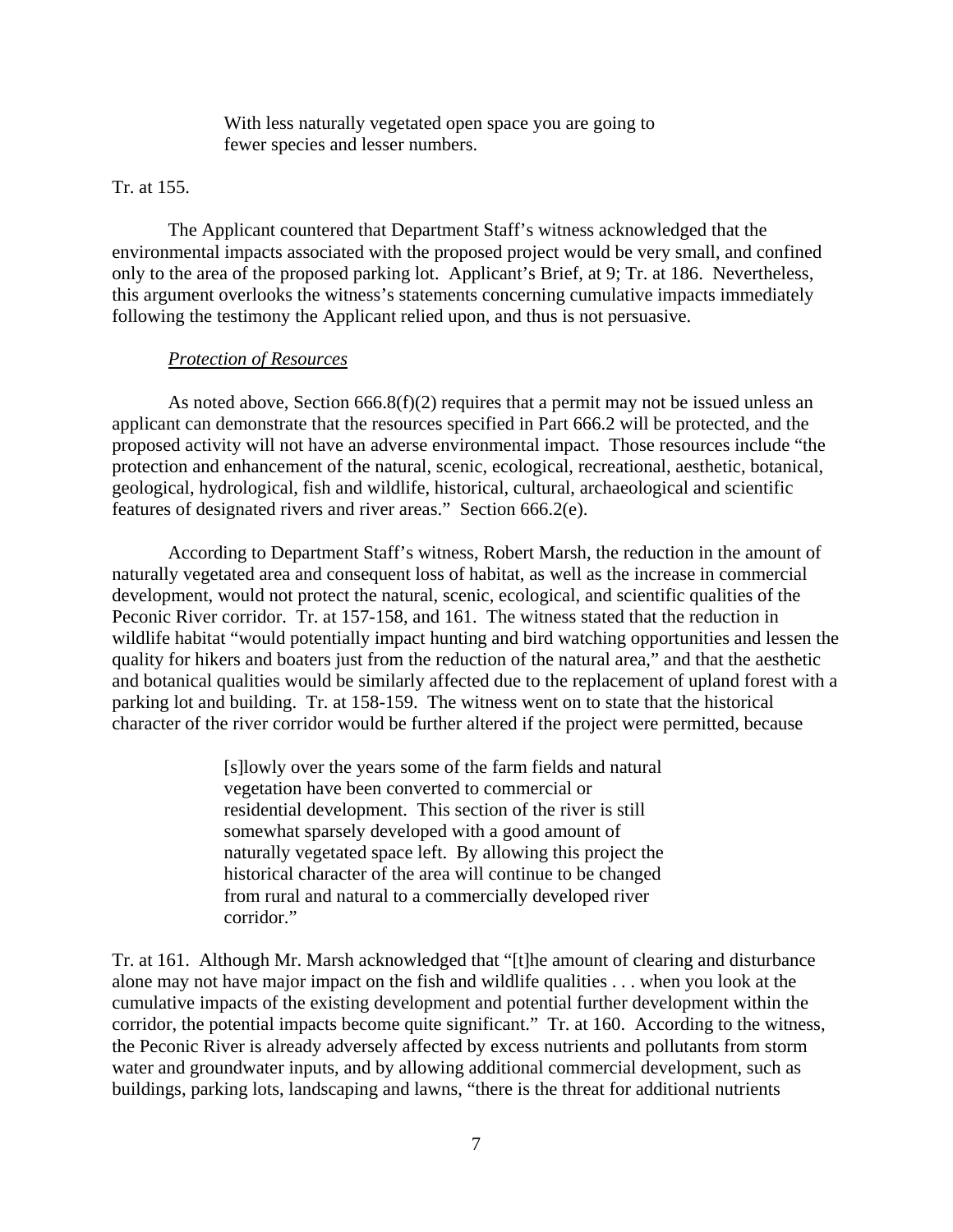> With less naturally vegetated open space you are going to fewer species and lesser numbers.

Tr. at 155.

The Applicant countered that Department Staff's witness acknowledged that the environmental impacts associated with the proposed project would be very small, and confined only to the area of the proposed parking lot. Applicant's Brief, at 9; Tr. at 186. Nevertheless, this argument overlooks the witness's statements concerning cumulative impacts immediately following the testimony the Applicant relied upon, and thus is not persuasive.

*Protection of Resources*

As noted above, Section 666.8(f)(2) requires that a permit may not be issued unless an applicant can demonstrate that the resources specified in Part 666.2 will be protected, and the proposed activity will not have an adverse environmental impact. Those resources include "the protection and enhancement of the natural, scenic, ecological, recreational, aesthetic, botanical, geological, hydrological, fish and wildlife, historical, cultural, archaeological and scientific features of designated rivers and river areas." Section 666.2(e).

According to Department Staff's witness, Robert Marsh, the reduction in the amount of naturally vegetated area and consequent loss of habitat, as well as the increase in commercial development, would not protect the natural, scenic, ecological, and scientific qualities of the Peconic River corridor. Tr. at 157-158, and 161. The witness stated that the reduction in wildlife habitat "would potentially impact hunting and bird watching opportunities and lessen the quality for hikers and boaters just from the reduction of the natural area," and that the aesthetic and botanical qualities would be similarly affected due to the replacement of upland forest with a parking lot and building. Tr. at 158-159. The witness went on to state that the historical character of the river corridor would be further altered if the project were permitted, because

> [s]lowly over the years some of the farm fields and natural vegetation have been converted to commercial or residential development. This section of the river is still somewhat sparsely developed with a good amount of naturally vegetated space left. By allowing this project the historical character of the area will continue to be changed from rural and natural to a commercially developed river corridor."

Tr. at 161. Although Mr. Marsh acknowledged that "[t]he amount of clearing and disturbance alone may not have major impact on the fish and wildlife qualities . . . when you look at the cumulative impacts of the existing development and potential further development within the corridor, the potential impacts become quite significant." Tr. at 160. According to the witness, the Peconic River is already adversely affected by excess nutrients and pollutants from storm water and groundwater inputs, and by allowing additional commercial development, such as buildings, parking lots, landscaping and lawns, "there is the threat for additional nutrients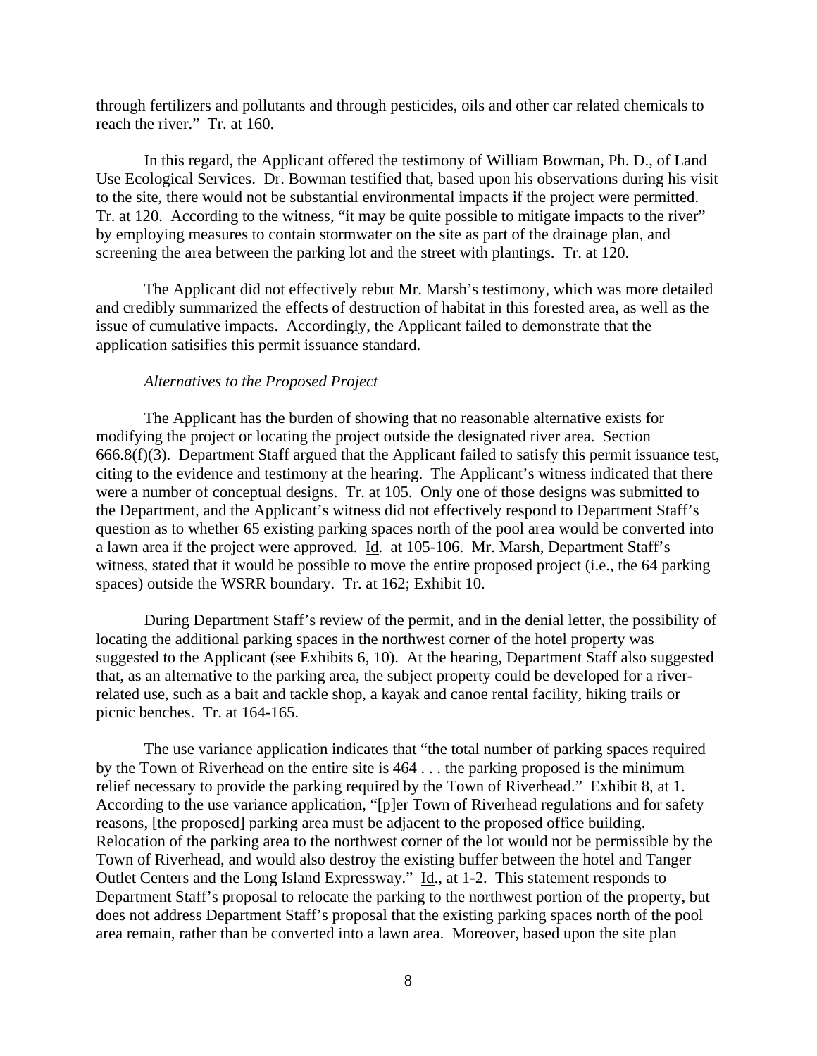through fertilizers and pollutants and through pesticides, oils and other car related chemicals to reach the river." Tr. at 160.

In this regard, the Applicant offered the testimony of William Bowman, Ph. D., of Land Use Ecological Services. Dr. Bowman testified that, based upon his observations during his visit to the site, there would not be substantial environmental impacts if the project were permitted. Tr. at 120. According to the witness, "it may be quite possible to mitigate impacts to the river" by employing measures to contain stormwater on the site as part of the drainage plan, and screening the area between the parking lot and the street with plantings. Tr. at 120.

The Applicant did not effectively rebut Mr. Marsh's testimony, which was more detailed and credibly summarized the effects of destruction of habitat in this forested area, as well as the issue of cumulative impacts. Accordingly, the Applicant failed to demonstrate that the application satisifies this permit issuance standard.

*Alternatives to the Proposed Project*

The Applicant has the burden of showing that no reasonable alternative exists for modifying the project or locating the project outside the designated river area. Section 666.8(f)(3). Department Staff argued that the Applicant failed to satisfy this permit issuance test, citing to the evidence and testimony at the hearing. The Applicant's witness indicated that there were a number of conceptual designs. Tr. at 105. Only one of those designs was submitted to the Department, and the Applicant's witness did not effectively respond to Department Staff's question as to whether 65 existing parking spaces north of the pool area would be converted into a lawn area if the project were approved. Id. at 105-106. Mr. Marsh, Department Staff's witness, stated that it would be possible to move the entire proposed project (i.e., the 64 parking spaces) outside the WSRR boundary. Tr. at 162; Exhibit 10.

During Department Staff's review of the permit, and in the denial letter, the possibility of locating the additional parking spaces in the northwest corner of the hotel property was suggested to the Applicant (see Exhibits 6, 10). At the hearing, Department Staff also suggested that, as an alternative to the parking area, the subject property could be developed for a river-related use, such as a bait and tackle shop, a kayak and canoe rental facility, hiking trails or picnic benches. Tr. at 164-165.

The use variance application indicates that "the total number of parking spaces required by the Town of Riverhead on the entire site is 464 . . . the parking proposed is the minimum relief necessary to provide the parking required by the Town of Riverhead." Exhibit 8, at 1. According to the use variance application, "[p]er Town of Riverhead regulations and for safety reasons, [the proposed] parking area must be adjacent to the proposed office building. Relocation of the parking area to the northwest corner of the lot would not be permissible by the Town of Riverhead, and would also destroy the existing buffer between the hotel and Tanger Outlet Centers and the Long Island Expressway." Id., at 1-2. This statement responds to Department Staff's proposal to relocate the parking to the northwest portion of the property, but does not address Department Staff's proposal that the existing parking spaces north of the pool area remain, rather than be converted into a lawn area. Moreover, based upon the site plan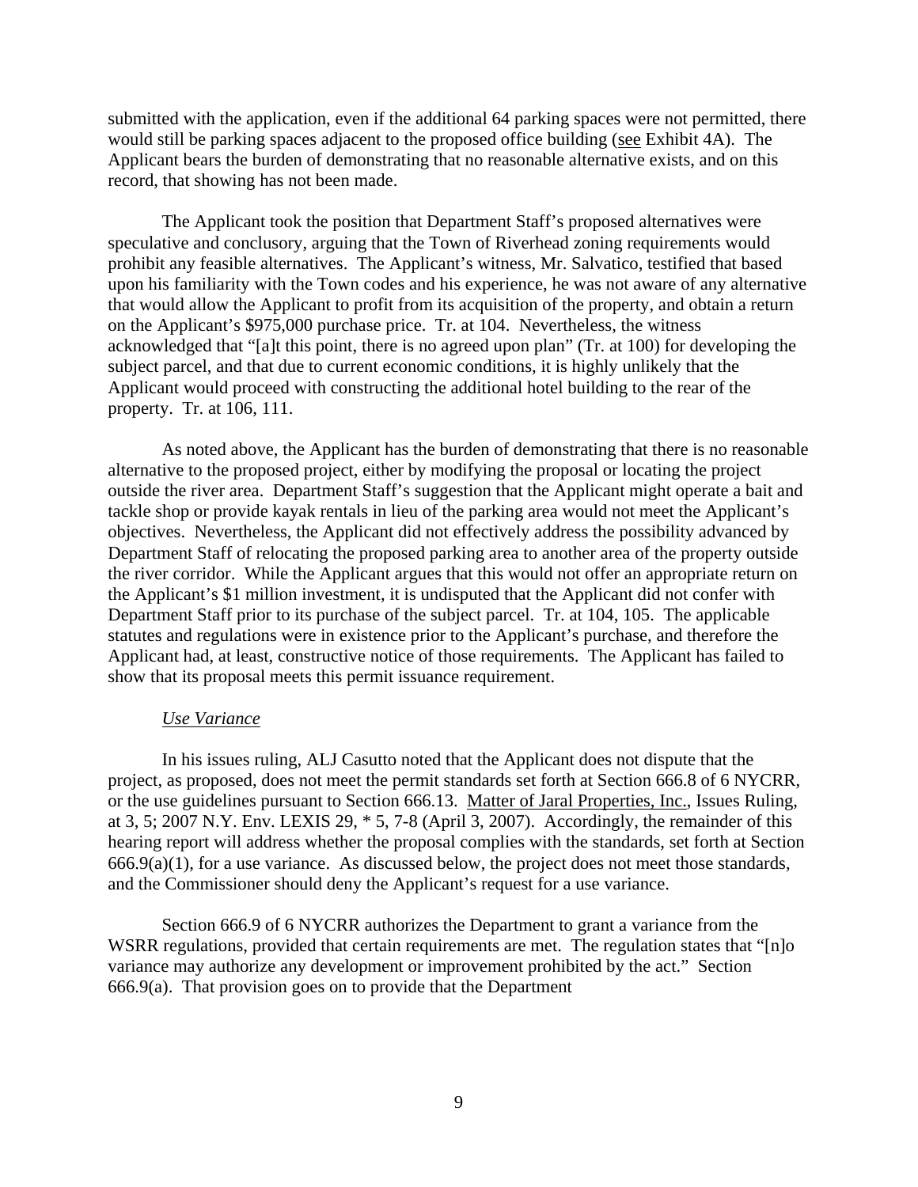submitted with the application, even if the additional 64 parking spaces were not permitted, there would still be parking spaces adjacent to the proposed office building (see Exhibit 4A). The Applicant bears the burden of demonstrating that no reasonable alternative exists, and on this record, that showing has not been made.

The Applicant took the position that Department Staff's proposed alternatives were speculative and conclusory, arguing that the Town of Riverhead zoning requirements would prohibit any feasible alternatives. The Applicant's witness, Mr. Salvatico, testified that based upon his familiarity with the Town codes and his experience, he was not aware of any alternative that would allow the Applicant to profit from its acquisition of the property, and obtain a return on the Applicant's $975,000 purchase price. Tr. at 104. Nevertheless, the witness acknowledged that "[a]t this point, there is no agreed upon plan" (Tr. at 100) for developing the subject parcel, and that due to current economic conditions, it is highly unlikely that the Applicant would proceed with constructing the additional hotel building to the rear of the property. Tr. at 106, 111.

As noted above, the Applicant has the burden of demonstrating that there is no reasonable alternative to the proposed project, either by modifying the proposal or locating the project outside the river area. Department Staff's suggestion that the Applicant might operate a bait and tackle shop or provide kayak rentals in lieu of the parking area would not meet the Applicant's objectives. Nevertheless, the Applicant did not effectively address the possibility advanced by Department Staff of relocating the proposed parking area to another area of the property outside the river corridor. While the Applicant argues that this would not offer an appropriate return on the Applicant's $1 million investment, it is undisputed that the Applicant did not confer with Department Staff prior to its purchase of the subject parcel. Tr. at 104, 105. The applicable statutes and regulations were in existence prior to the Applicant's purchase, and therefore the Applicant had, at least, constructive notice of those requirements. The Applicant has failed to show that its proposal meets this permit issuance requirement.

*Use Variance*

In his issues ruling, ALJ Casutto noted that the Applicant does not dispute that the project, as proposed, does not meet the permit standards set forth at Section 666.8 of 6 NYCRR, or the use guidelines pursuant to Section 666.13. Matter of Jaral Properties, Inc., Issues Ruling, at 3, 5; 2007 N.Y. Env. LEXIS 29, * 5, 7-8 (April 3, 2007). Accordingly, the remainder of this hearing report will address whether the proposal complies with the standards, set forth at Section 666.9(a)(1), for a use variance. As discussed below, the project does not meet those standards, and the Commissioner should deny the Applicant's request for a use variance.

Section 666.9 of 6 NYCRR authorizes the Department to grant a variance from the WSRR regulations, provided that certain requirements are met. The regulation states that "[n]o variance may authorize any development or improvement prohibited by the act." Section 666.9(a). That provision goes on to provide that the Department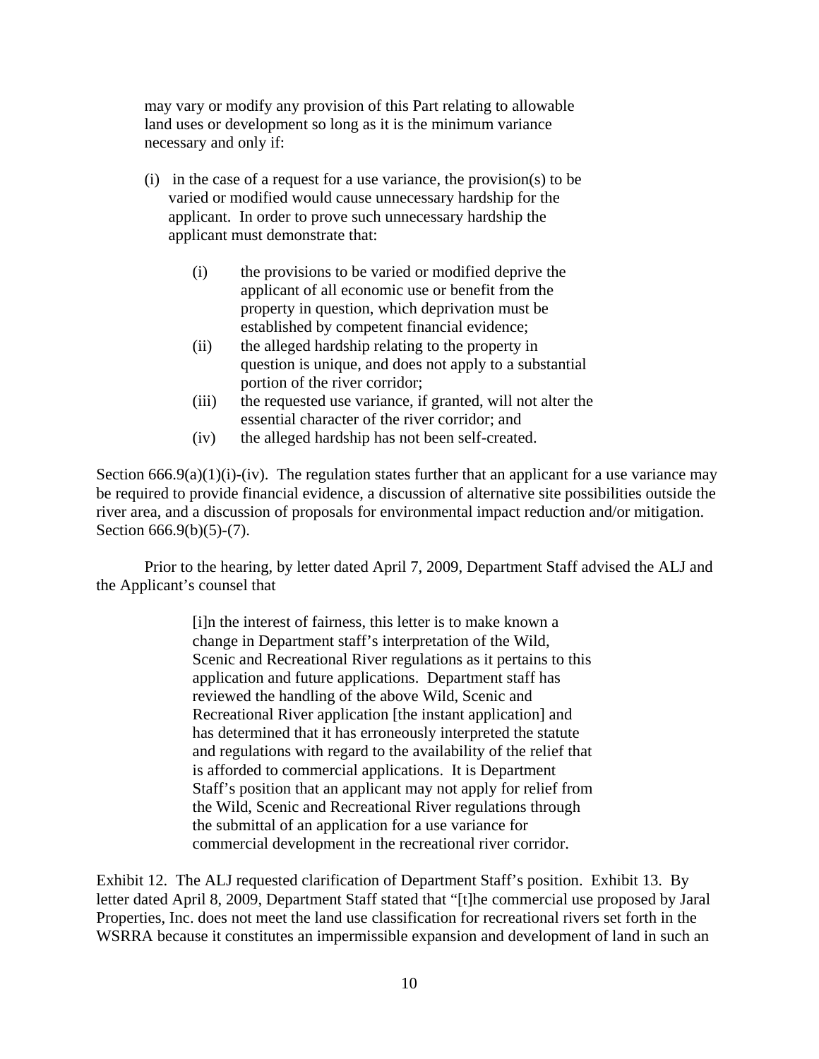> may vary or modify any provision of this Part relating to allowable land uses or development so long as it is the minimum variance necessary and only if:
>
> (i) in the case of a request for a use variance, the provision(s) to be varied or modified would cause unnecessary hardship for the applicant. In order to prove such unnecessary hardship the applicant must demonstrate that:
>
> > (i) the provisions to be varied or modified deprive the applicant of all economic use or benefit from the property in question, which deprivation must be established by competent financial evidence;
> > (ii) the alleged hardship relating to the property in question is unique, and does not apply to a substantial portion of the river corridor;
> > (iii) the requested use variance, if granted, will not alter the essential character of the river corridor; and
> > (iv) the alleged hardship has not been self-created.

Section 666.9(a)(1)(i)-(iv). The regulation states further that an applicant for a use variance may be required to provide financial evidence, a discussion of alternative site possibilities outside the river area, and a discussion of proposals for environmental impact reduction and/or mitigation. Section 666.9(b)(5)-(7).

Prior to the hearing, by letter dated April 7, 2009, Department Staff advised the ALJ and the Applicant's counsel that

> [i]n the interest of fairness, this letter is to make known a change in Department staff's interpretation of the Wild, Scenic and Recreational River regulations as it pertains to this application and future applications. Department staff has reviewed the handling of the above Wild, Scenic and Recreational River application [the instant application] and has determined that it has erroneously interpreted the statute and regulations with regard to the availability of the relief that is afforded to commercial applications. It is Department Staff's position that an applicant may not apply for relief from the Wild, Scenic and Recreational River regulations through the submittal of an application for a use variance for commercial development in the recreational river corridor.

Exhibit 12. The ALJ requested clarification of Department Staff's position. Exhibit 13. By letter dated April 8, 2009, Department Staff stated that "[t]he commercial use proposed by Jaral Properties, Inc. does not meet the land use classification for recreational rivers set forth in the WSRRA because it constitutes an impermissible expansion and development of land in such an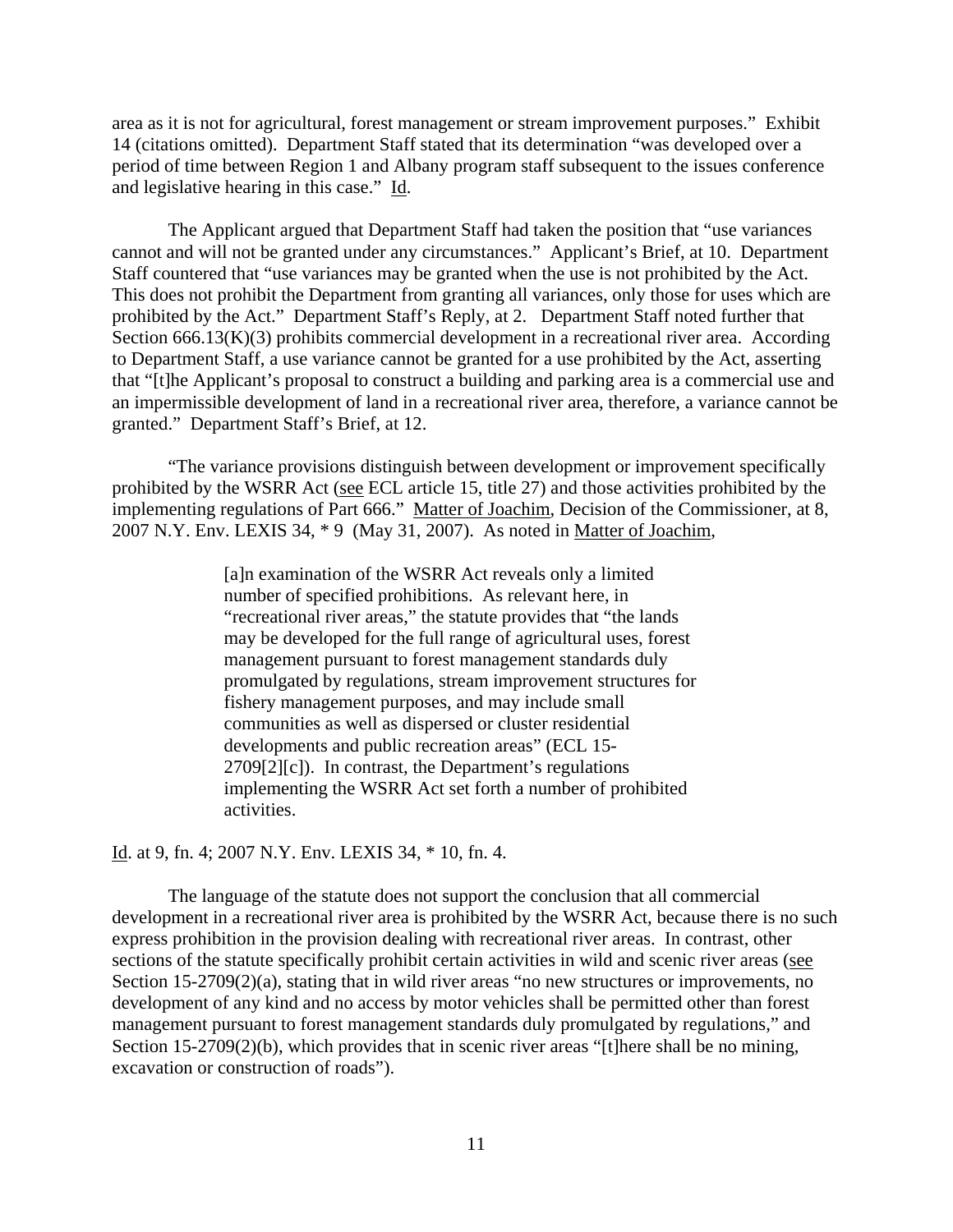area as it is not for agricultural, forest management or stream improvement purposes." Exhibit 14 (citations omitted). Department Staff stated that its determination "was developed over a period of time between Region 1 and Albany program staff subsequent to the issues conference and legislative hearing in this case." Id.

The Applicant argued that Department Staff had taken the position that "use variances cannot and will not be granted under any circumstances." Applicant's Brief, at 10. Department Staff countered that "use variances may be granted when the use is not prohibited by the Act. This does not prohibit the Department from granting all variances, only those for uses which are prohibited by the Act." Department Staff's Reply, at 2. Department Staff noted further that Section 666.13(K)(3) prohibits commercial development in a recreational river area. According to Department Staff, a use variance cannot be granted for a use prohibited by the Act, asserting that "[t]he Applicant's proposal to construct a building and parking area is a commercial use and an impermissible development of land in a recreational river area, therefore, a variance cannot be granted." Department Staff's Brief, at 12.

"The variance provisions distinguish between development or improvement specifically prohibited by the WSRR Act (see ECL article 15, title 27) and those activities prohibited by the implementing regulations of Part 666." Matter of Joachim, Decision of the Commissioner, at 8, 2007 N.Y. Env. LEXIS 34, * 9 (May 31, 2007). As noted in Matter of Joachim,

> [a]n examination of the WSRR Act reveals only a limited number of specified prohibitions. As relevant here, in "recreational river areas," the statute provides that "the lands may be developed for the full range of agricultural uses, forest management pursuant to forest management standards duly promulgated by regulations, stream improvement structures for fishery management purposes, and may include small communities as well as dispersed or cluster residential developments and public recreation areas" (ECL 15-2709[2][c]). In contrast, the Department's regulations implementing the WSRR Act set forth a number of prohibited activities.

Id. at 9, fn. 4; 2007 N.Y. Env. LEXIS 34, * 10, fn. 4.

The language of the statute does not support the conclusion that all commercial development in a recreational river area is prohibited by the WSRR Act, because there is no such express prohibition in the provision dealing with recreational river areas. In contrast, other sections of the statute specifically prohibit certain activities in wild and scenic river areas (see Section 15-2709(2)(a), stating that in wild river areas "no new structures or improvements, no development of any kind and no access by motor vehicles shall be permitted other than forest management pursuant to forest management standards duly promulgated by regulations," and Section 15-2709(2)(b), which provides that in scenic river areas "[t]here shall be no mining, excavation or construction of roads").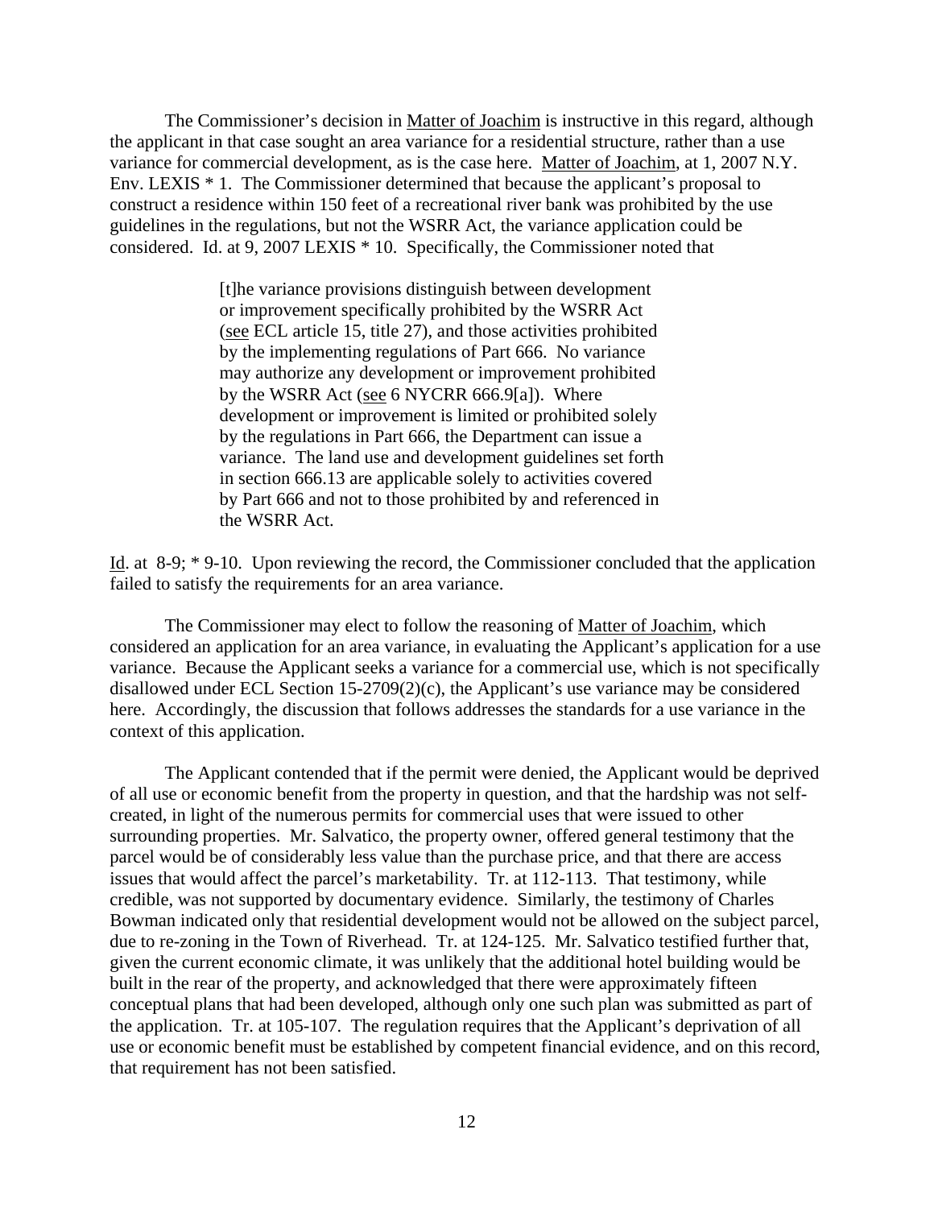The Commissioner's decision in Matter of Joachim is instructive in this regard, although the applicant in that case sought an area variance for a residential structure, rather than a use variance for commercial development, as is the case here. Matter of Joachim, at 1, 2007 N.Y. Env. LEXIS * 1. The Commissioner determined that because the applicant's proposal to construct a residence within 150 feet of a recreational river bank was prohibited by the use guidelines in the regulations, but not the WSRR Act, the variance application could be considered. Id. at 9, 2007 LEXIS * 10. Specifically, the Commissioner noted that

> [t]he variance provisions distinguish between development or improvement specifically prohibited by the WSRR Act (see ECL article 15, title 27), and those activities prohibited by the implementing regulations of Part 666. No variance may authorize any development or improvement prohibited by the WSRR Act (see 6 NYCRR 666.9[a]). Where development or improvement is limited or prohibited solely by the regulations in Part 666, the Department can issue a variance. The land use and development guidelines set forth in section 666.13 are applicable solely to activities covered by Part 666 and not to those prohibited by and referenced in the WSRR Act.

Id. at 8-9; * 9-10. Upon reviewing the record, the Commissioner concluded that the application failed to satisfy the requirements for an area variance.

The Commissioner may elect to follow the reasoning of Matter of Joachim, which considered an application for an area variance, in evaluating the Applicant's application for a use variance. Because the Applicant seeks a variance for a commercial use, which is not specifically disallowed under ECL Section 15-2709(2)(c), the Applicant's use variance may be considered here. Accordingly, the discussion that follows addresses the standards for a use variance in the context of this application.

The Applicant contended that if the permit were denied, the Applicant would be deprived of all use or economic benefit from the property in question, and that the hardship was not self-created, in light of the numerous permits for commercial uses that were issued to other surrounding properties. Mr. Salvatico, the property owner, offered general testimony that the parcel would be of considerably less value than the purchase price, and that there are access issues that would affect the parcel's marketability. Tr. at 112-113. That testimony, while credible, was not supported by documentary evidence. Similarly, the testimony of Charles Bowman indicated only that residential development would not be allowed on the subject parcel, due to re-zoning in the Town of Riverhead. Tr. at 124-125. Mr. Salvatico testified further that, given the current economic climate, it was unlikely that the additional hotel building would be built in the rear of the property, and acknowledged that there were approximately fifteen conceptual plans that had been developed, although only one such plan was submitted as part of the application. Tr. at 105-107. The regulation requires that the Applicant's deprivation of all use or economic benefit must be established by competent financial evidence, and on this record, that requirement has not been satisfied.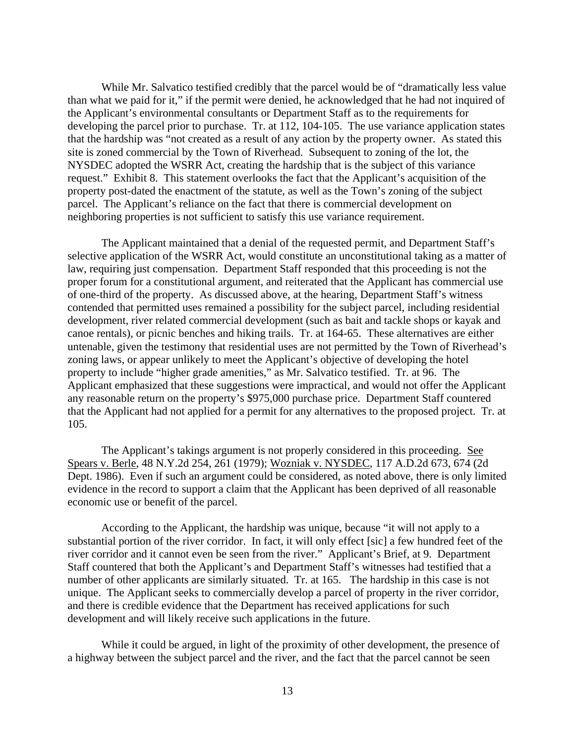While Mr. Salvatico testified credibly that the parcel would be of "dramatically less value than what we paid for it," if the permit were denied, he acknowledged that he had not inquired of the Applicant's environmental consultants or Department Staff as to the requirements for developing the parcel prior to purchase. Tr. at 112, 104-105. The use variance application states that the hardship was "not created as a result of any action by the property owner. As stated this site is zoned commercial by the Town of Riverhead. Subsequent to zoning of the lot, the NYSDEC adopted the WSRR Act, creating the hardship that is the subject of this variance request." Exhibit 8. This statement overlooks the fact that the Applicant's acquisition of the property post-dated the enactment of the statute, as well as the Town's zoning of the subject parcel. The Applicant's reliance on the fact that there is commercial development on neighboring properties is not sufficient to satisfy this use variance requirement.

The Applicant maintained that a denial of the requested permit, and Department Staff's selective application of the WSRR Act, would constitute an unconstitutional taking as a matter of law, requiring just compensation. Department Staff responded that this proceeding is not the proper forum for a constitutional argument, and reiterated that the Applicant has commercial use of one-third of the property. As discussed above, at the hearing, Department Staff's witness contended that permitted uses remained a possibility for the subject parcel, including residential development, river related commercial development (such as bait and tackle shops or kayak and canoe rentals), or picnic benches and hiking trails. Tr. at 164-65. These alternatives are either untenable, given the testimony that residential uses are not permitted by the Town of Riverhead's zoning laws, or appear unlikely to meet the Applicant's objective of developing the hotel property to include "higher grade amenities," as Mr. Salvatico testified. Tr. at 96. The Applicant emphasized that these suggestions were impractical, and would not offer the Applicant any reasonable return on the property's $975,000 purchase price. Department Staff countered that the Applicant had not applied for a permit for any alternatives to the proposed project. Tr. at 105.

The Applicant's takings argument is not properly considered in this proceeding. See Spears v. Berle, 48 N.Y.2d 254, 261 (1979); Wozniak v. NYSDEC, 117 A.D.2d 673, 674 (2d Dept. 1986). Even if such an argument could be considered, as noted above, there is only limited evidence in the record to support a claim that the Applicant has been deprived of all reasonable economic use or benefit of the parcel.

According to the Applicant, the hardship was unique, because "it will not apply to a substantial portion of the river corridor. In fact, it will only effect [sic] a few hundred feet of the river corridor and it cannot even be seen from the river." Applicant's Brief, at 9. Department Staff countered that both the Applicant's and Department Staff's witnesses had testified that a number of other applicants are similarly situated. Tr. at 165. The hardship in this case is not unique. The Applicant seeks to commercially develop a parcel of property in the river corridor, and there is credible evidence that the Department has received applications for such development and will likely receive such applications in the future.

While it could be argued, in light of the proximity of other development, the presence of a highway between the subject parcel and the river, and the fact that the parcel cannot be seen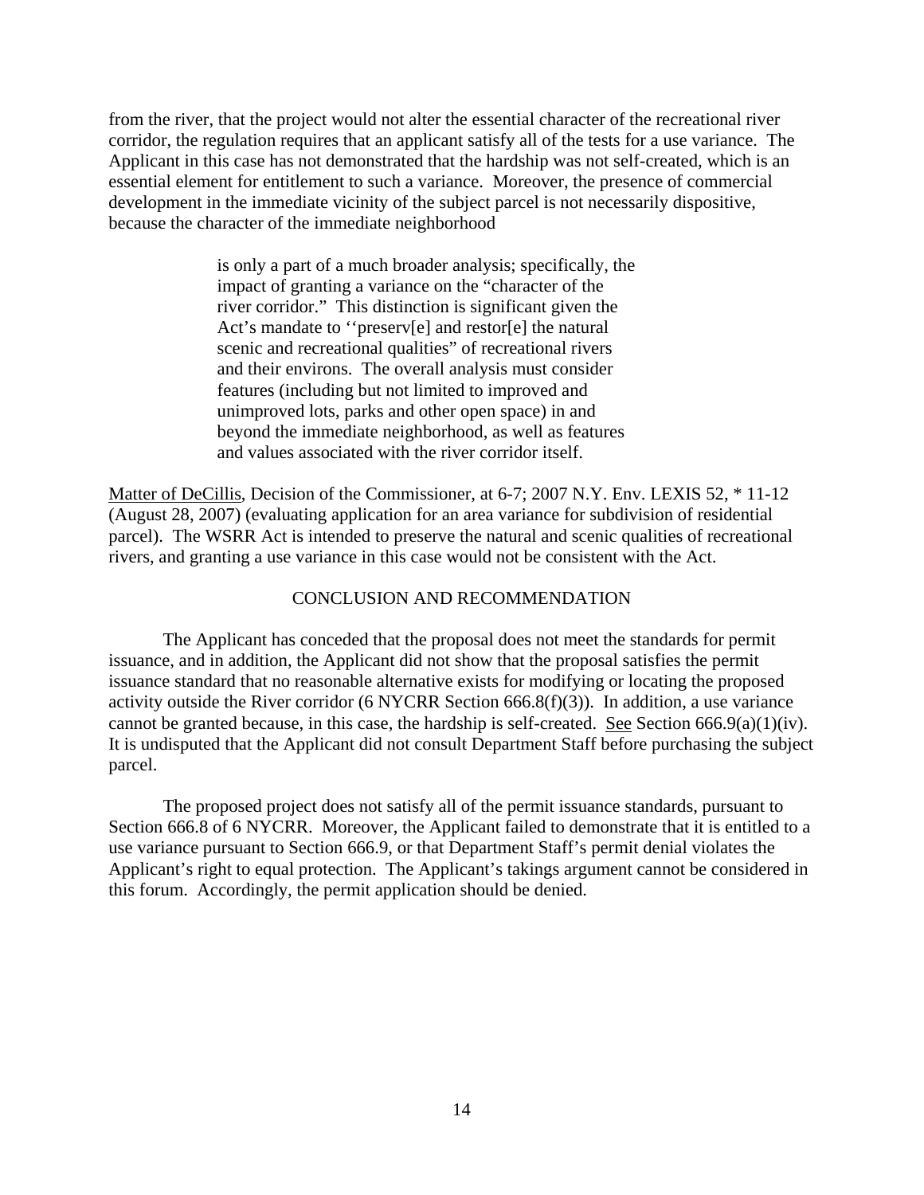from the river, that the project would not alter the essential character of the recreational river corridor, the regulation requires that an applicant satisfy all of the tests for a use variance. The Applicant in this case has not demonstrated that the hardship was not self-created, which is an essential element for entitlement to such a variance. Moreover, the presence of commercial development in the immediate vicinity of the subject parcel is not necessarily dispositive, because the character of the immediate neighborhood

> is only a part of a much broader analysis; specifically, the impact of granting a variance on the "character of the river corridor." This distinction is significant given the Act's mandate to ''preserv[e] and restor[e] the natural scenic and recreational qualities" of recreational rivers and their environs. The overall analysis must consider features (including but not limited to improved and unimproved lots, parks and other open space) in and beyond the immediate neighborhood, as well as features and values associated with the river corridor itself.

Matter of DeCillis, Decision of the Commissioner, at 6-7; 2007 N.Y. Env. LEXIS 52, * 11-12 (August 28, 2007) (evaluating application for an area variance for subdivision of residential parcel). The WSRR Act is intended to preserve the natural and scenic qualities of recreational rivers, and granting a use variance in this case would not be consistent with the Act.

## CONCLUSION AND RECOMMENDATION

The Applicant has conceded that the proposal does not meet the standards for permit issuance, and in addition, the Applicant did not show that the proposal satisfies the permit issuance standard that no reasonable alternative exists for modifying or locating the proposed activity outside the River corridor (6 NYCRR Section 666.8(f)(3)). In addition, a use variance cannot be granted because, in this case, the hardship is self-created. See Section 666.9(a)(1)(iv). It is undisputed that the Applicant did not consult Department Staff before purchasing the subject parcel.

The proposed project does not satisfy all of the permit issuance standards, pursuant to Section 666.8 of 6 NYCRR. Moreover, the Applicant failed to demonstrate that it is entitled to a use variance pursuant to Section 666.9, or that Department Staff's permit denial violates the Applicant's right to equal protection. The Applicant's takings argument cannot be considered in this forum. Accordingly, the permit application should be denied.